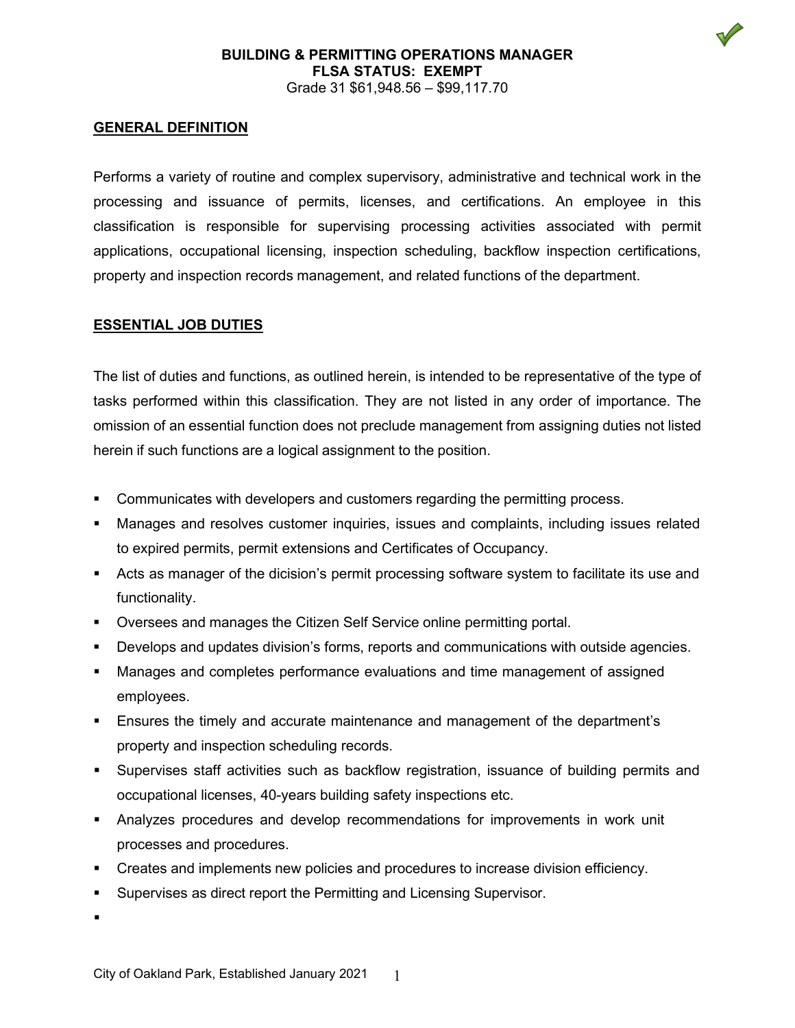**BUILDING & PERMITTING OPERATIONS MANAGER**
**FLSA STATUS: EXEMPT**
Grade 31 $61,948.56 – $99,117.70

## GENERAL DEFINITION

Performs a variety of routine and complex supervisory, administrative and technical work in the processing and issuance of permits, licenses, and certifications. An employee in this classification is responsible for supervising processing activities associated with permit applications, occupational licensing, inspection scheduling, backflow inspection certifications, property and inspection records management, and related functions of the department.

## ESSENTIAL JOB DUTIES

The list of duties and functions, as outlined herein, is intended to be representative of the type of tasks performed within this classification. They are not listed in any order of importance. The omission of an essential function does not preclude management from assigning duties not listed herein if such functions are a logical assignment to the position.

- Communicates with developers and customers regarding the permitting process.
- Manages and resolves customer inquiries, issues and complaints, including issues related to expired permits, permit extensions and Certificates of Occupancy.
- Acts as manager of the dicision's permit processing software system to facilitate its use and functionality.
- Oversees and manages the Citizen Self Service online permitting portal.
- Develops and updates division's forms, reports and communications with outside agencies.
- Manages and completes performance evaluations and time management of assigned employees.
- Ensures the timely and accurate maintenance and management of the department's property and inspection scheduling records.
- Supervises staff activities such as backflow registration, issuance of building permits and occupational licenses, 40-years building safety inspections etc.
- Analyzes procedures and develop recommendations for improvements in work unit processes and procedures.
- Creates and implements new policies and procedures to increase division efficiency.
- Supervises as direct report the Permitting and Licensing Supervisor.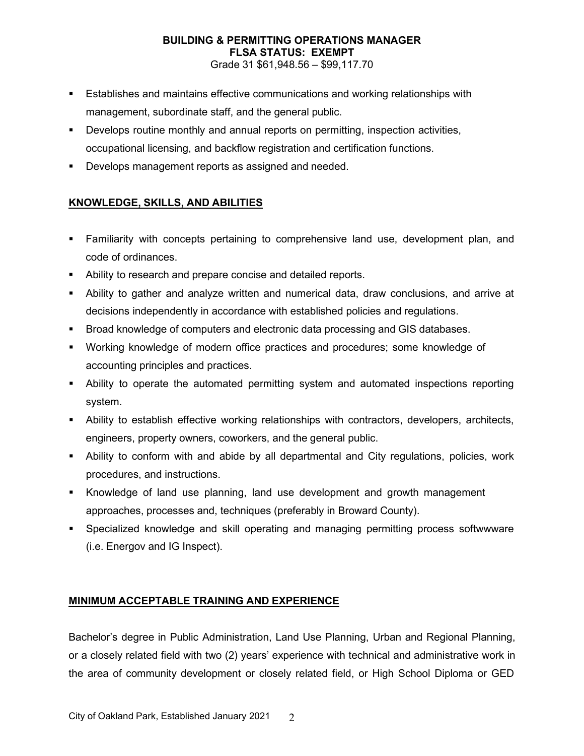- Establishes and maintains effective communications and working relationships with management, subordinate staff, and the general public.
- Develops routine monthly and annual reports on permitting, inspection activities, occupational licensing, and backflow registration and certification functions.
- Develops management reports as assigned and needed.

## KNOWLEDGE, SKILLS, AND ABILITIES

- Familiarity with concepts pertaining to comprehensive land use, development plan, and code of ordinances.
- Ability to research and prepare concise and detailed reports.
- Ability to gather and analyze written and numerical data, draw conclusions, and arrive at decisions independently in accordance with established policies and regulations.
- Broad knowledge of computers and electronic data processing and GIS databases.
- Working knowledge of modern office practices and procedures; some knowledge of accounting principles and practices.
- Ability to operate the automated permitting system and automated inspections reporting system.
- Ability to establish effective working relationships with contractors, developers, architects, engineers, property owners, coworkers, and the general public.
- Ability to conform with and abide by all departmental and City regulations, policies, work procedures, and instructions.
- Knowledge of land use planning, land use development and growth management approaches, processes and, techniques (preferably in Broward County).
- Specialized knowledge and skill operating and managing permitting process softwwware (i.e. Energov and IG Inspect).

## MINIMUM ACCEPTABLE TRAINING AND EXPERIENCE

Bachelor's degree in Public Administration, Land Use Planning, Urban and Regional Planning, or a closely related field with two (2) years' experience with technical and administrative work in the area of community development or closely related field, or High School Diploma or GED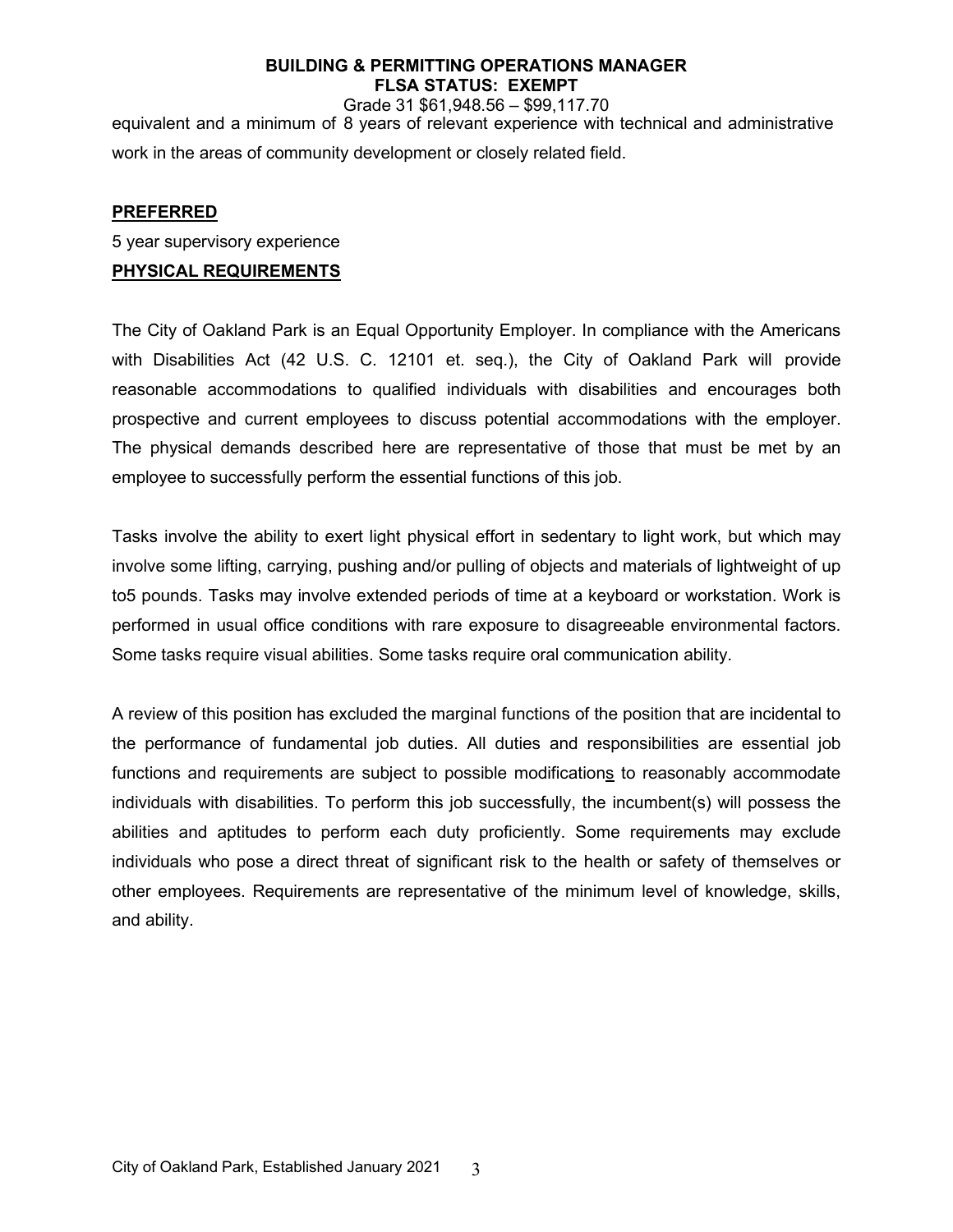equivalent and a minimum of 8 years of relevant experience with technical and administrative work in the areas of community development or closely related field.

## PREFERRED

5 year supervisory experience

## PHYSICAL REQUIREMENTS

The City of Oakland Park is an Equal Opportunity Employer. In compliance with the Americans with Disabilities Act (42 U.S. C. 12101 et. seq.), the City of Oakland Park will provide reasonable accommodations to qualified individuals with disabilities and encourages both prospective and current employees to discuss potential accommodations with the employer. The physical demands described here are representative of those that must be met by an employee to successfully perform the essential functions of this job.

Tasks involve the ability to exert light physical effort in sedentary to light work, but which may involve some lifting, carrying, pushing and/or pulling of objects and materials of lightweight of up to5 pounds. Tasks may involve extended periods of time at a keyboard or workstation. Work is performed in usual office conditions with rare exposure to disagreeable environmental factors. Some tasks require visual abilities. Some tasks require oral communication ability.

A review of this position has excluded the marginal functions of the position that are incidental to the performance of fundamental job duties. All duties and responsibilities are essential job functions and requirements are subject to possible modifications to reasonably accommodate individuals with disabilities. To perform this job successfully, the incumbent(s) will possess the abilities and aptitudes to perform each duty proficiently. Some requirements may exclude individuals who pose a direct threat of significant risk to the health or safety of themselves or other employees. Requirements are representative of the minimum level of knowledge, skills, and ability.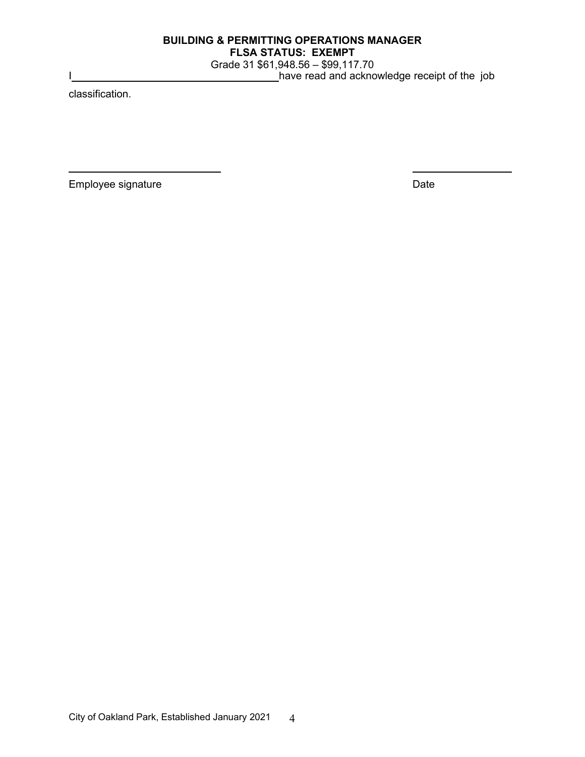**BUILDING & PERMITTING OPERATIONS MANAGER**
**FLSA STATUS: EXEMPT**

Grade 31 $61,948.56 – $99,117.70

I\_\_\_\_\_\_\_\_\_\_\_\_\_\_\_\_\_\_\_\_\_\_\_\_\_\_\_\_\_\_\_\_\_\_\_\_ have read and acknowledge receipt of the job classification.

\_\_\_\_\_\_\_\_\_\_\_\_\_\_\_\_\_\_\_\_\_\_\_\_\_\_\_ \_\_\_\_\_\_\_\_\_\_\_\_\_\_\_\_\_\_

Employee signature Date

City of Oakland Park, Established January 2021